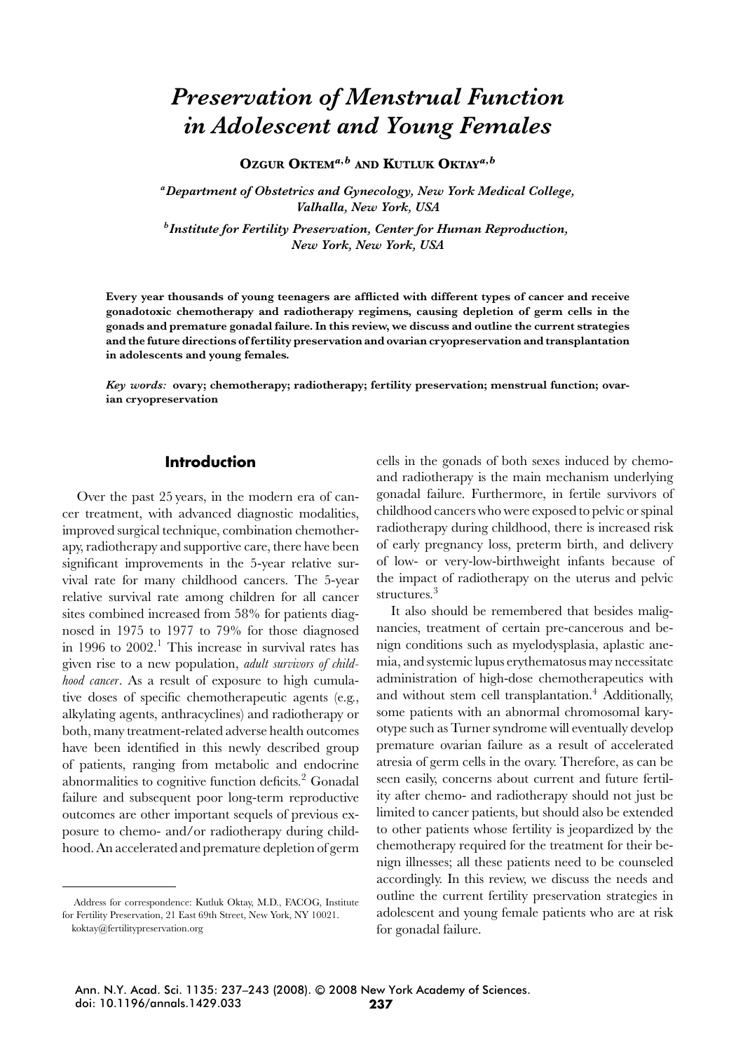# *Preservation of Menstrual Function in Adolescent and Young Females*

**OZGUR OKTEM[a,b] AND KUTLUK OKTAY[a,b]**

*[a]Department of Obstetrics and Gynecology, New York Medical College, Valhalla, New York, USA*

*[b]Institute for Fertility Preservation, Center for Human Reproduction, New York, New York, USA*

**Every year thousands of young teenagers are afflicted with different types of cancer and receive gonadotoxic chemotherapy and radiotherapy regimens, causing depletion of germ cells in the gonads and premature gonadal failure. In this review, we discuss and outline the current strategies and the future directions of fertility preservation and ovarian cryopreservation and transplantation in adolescents and young females.**

***Key words:*** **ovary; chemotherapy; radiotherapy; fertility preservation; menstrual function; ovarian cryopreservation**

## Introduction

Over the past 25 years, in the modern era of cancer treatment, with advanced diagnostic modalities, improved surgical technique, combination chemotherapy, radiotherapy and supportive care, there have been significant improvements in the 5-year relative survival rate for many childhood cancers. The 5-year relative survival rate among children for all cancer sites combined increased from 58% for patients diagnosed in 1975 to 1977 to 79% for those diagnosed in 1996 to 2002.[1] This increase in survival rates has given rise to a new population, *adult survivors of childhood cancer*. As a result of exposure to high cumulative doses of specific chemotherapeutic agents (e.g., alkylating agents, anthracyclines) and radiotherapy or both, many treatment-related adverse health outcomes have been identified in this newly described group of patients, ranging from metabolic and endocrine abnormalities to cognitive function deficits.[2] Gonadal failure and subsequent poor long-term reproductive outcomes are other important sequels of previous exposure to chemo- and/or radiotherapy during childhood. An accelerated and premature depletion of germ cells in the gonads of both sexes induced by chemo- and radiotherapy is the main mechanism underlying gonadal failure. Furthermore, in fertile survivors of childhood cancers who were exposed to pelvic or spinal radiotherapy during childhood, there is increased risk of early pregnancy loss, preterm birth, and delivery of low- or very-low-birthweight infants because of the impact of radiotherapy on the uterus and pelvic structures.[3]

It also should be remembered that besides malignancies, treatment of certain pre-cancerous and benign conditions such as myelodysplasia, aplastic anemia, and systemic lupus erythematosus may necessitate administration of high-dose chemotherapeutics with and without stem cell transplantation.[4] Additionally, some patients with an abnormal chromosomal karyotype such as Turner syndrome will eventually develop premature ovarian failure as a result of accelerated atresia of germ cells in the ovary. Therefore, as can be seen easily, concerns about current and future fertility after chemo- and radiotherapy should not just be limited to cancer patients, but should also be extended to other patients whose fertility is jeopardized by the chemotherapy required for the treatment for their benign illnesses; all these patients need to be counseled accordingly. In this review, we discuss the needs and outline the current fertility preservation strategies in adolescent and young female patients who are at risk for gonadal failure.

Address for correspondence: Kutluk Oktay, M.D., FACOG, Institute for Fertility Preservation, 21 East 69th Street, New York, NY 10021. koktay@fertilitypreservation.org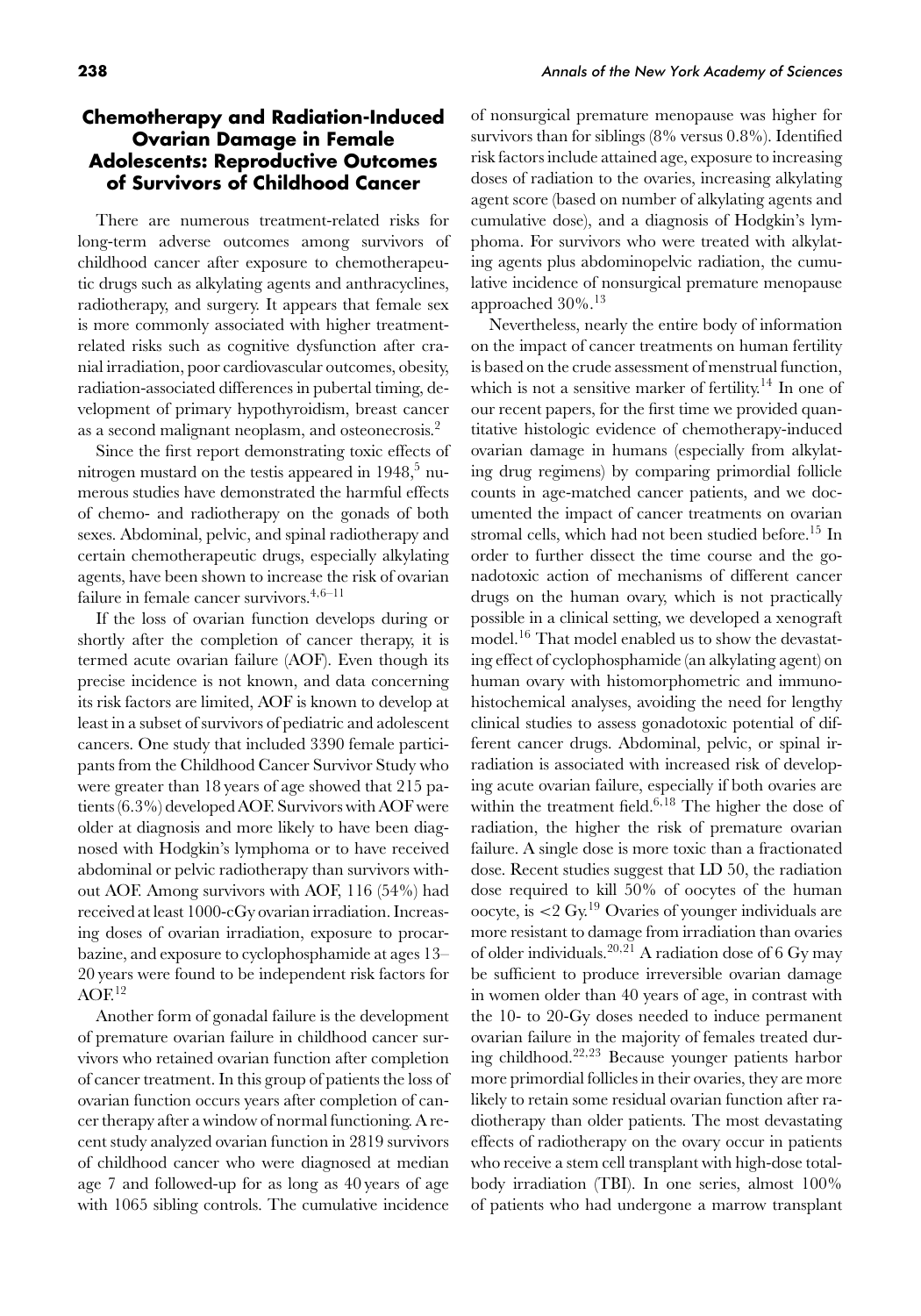## Chemotherapy and Radiation-Induced Ovarian Damage in Female Adolescents: Reproductive Outcomes of Survivors of Childhood Cancer

There are numerous treatment-related risks for long-term adverse outcomes among survivors of childhood cancer after exposure to chemotherapeutic drugs such as alkylating agents and anthracyclines, radiotherapy, and surgery. It appears that female sex is more commonly associated with higher treatment-related risks such as cognitive dysfunction after cranial irradiation, poor cardiovascular outcomes, obesity, radiation-associated differences in pubertal timing, development of primary hypothyroidism, breast cancer as a second malignant neoplasm, and osteonecrosis.[2]

Since the first report demonstrating toxic effects of nitrogen mustard on the testis appeared in 1948,[5] numerous studies have demonstrated the harmful effects of chemo- and radiotherapy on the gonads of both sexes. Abdominal, pelvic, and spinal radiotherapy and certain chemotherapeutic drugs, especially alkylating agents, have been shown to increase the risk of ovarian failure in female cancer survivors.[4,6–11]

If the loss of ovarian function develops during or shortly after the completion of cancer therapy, it is termed acute ovarian failure (AOF). Even though its precise incidence is not known, and data concerning its risk factors are limited, AOF is known to develop at least in a subset of survivors of pediatric and adolescent cancers. One study that included 3390 female participants from the Childhood Cancer Survivor Study who were greater than 18 years of age showed that 215 patients (6.3%) developed AOF. Survivors with AOF were older at diagnosis and more likely to have been diagnosed with Hodgkin's lymphoma or to have received abdominal or pelvic radiotherapy than survivors without AOF. Among survivors with AOF, 116 (54%) had received at least 1000-cGy ovarian irradiation. Increasing doses of ovarian irradiation, exposure to procarbazine, and exposure to cyclophosphamide at ages 13–20 years were found to be independent risk factors for AOF.[12]

Another form of gonadal failure is the development of premature ovarian failure in childhood cancer survivors who retained ovarian function after completion of cancer treatment. In this group of patients the loss of ovarian function occurs years after completion of cancer therapy after a window of normal functioning. A recent study analyzed ovarian function in 2819 survivors of childhood cancer who were diagnosed at median age 7 and followed-up for as long as 40 years of age with 1065 sibling controls. The cumulative incidence of nonsurgical premature menopause was higher for survivors than for siblings (8% versus 0.8%). Identified risk factors include attained age, exposure to increasing doses of radiation to the ovaries, increasing alkylating agent score (based on number of alkylating agents and cumulative dose), and a diagnosis of Hodgkin's lymphoma. For survivors who were treated with alkylating agents plus abdominopelvic radiation, the cumulative incidence of nonsurgical premature menopause approached 30%.[13]

Nevertheless, nearly the entire body of information on the impact of cancer treatments on human fertility is based on the crude assessment of menstrual function, which is not a sensitive marker of fertility.[14] In one of our recent papers, for the first time we provided quantitative histologic evidence of chemotherapy-induced ovarian damage in humans (especially from alkylating drug regimens) by comparing primordial follicle counts in age-matched cancer patients, and we documented the impact of cancer treatments on ovarian stromal cells, which had not been studied before.[15] In order to further dissect the time course and the gonadotoxic action of mechanisms of different cancer drugs on the human ovary, which is not practically possible in a clinical setting, we developed a xenograft model.[16] That model enabled us to show the devastating effect of cyclophosphamide (an alkylating agent) on human ovary with histomorphometric and immunohistochemical analyses, avoiding the need for lengthy clinical studies to assess gonadotoxic potential of different cancer drugs. Abdominal, pelvic, or spinal irradiation is associated with increased risk of developing acute ovarian failure, especially if both ovaries are within the treatment field.[6,18] The higher the dose of radiation, the higher the risk of premature ovarian failure. A single dose is more toxic than a fractionated dose. Recent studies suggest that LD 50, the radiation dose required to kill 50% of oocytes of the human oocyte, is <2 Gy.[19] Ovaries of younger individuals are more resistant to damage from irradiation than ovaries of older individuals.[20,21] A radiation dose of 6 Gy may be sufficient to produce irreversible ovarian damage in women older than 40 years of age, in contrast with the 10- to 20-Gy doses needed to induce permanent ovarian failure in the majority of females treated during childhood.[22,23] Because younger patients harbor more primordial follicles in their ovaries, they are more likely to retain some residual ovarian function after radiotherapy than older patients. The most devastating effects of radiotherapy on the ovary occur in patients who receive a stem cell transplant with high-dose total-body irradiation (TBI). In one series, almost 100% of patients who had undergone a marrow transplant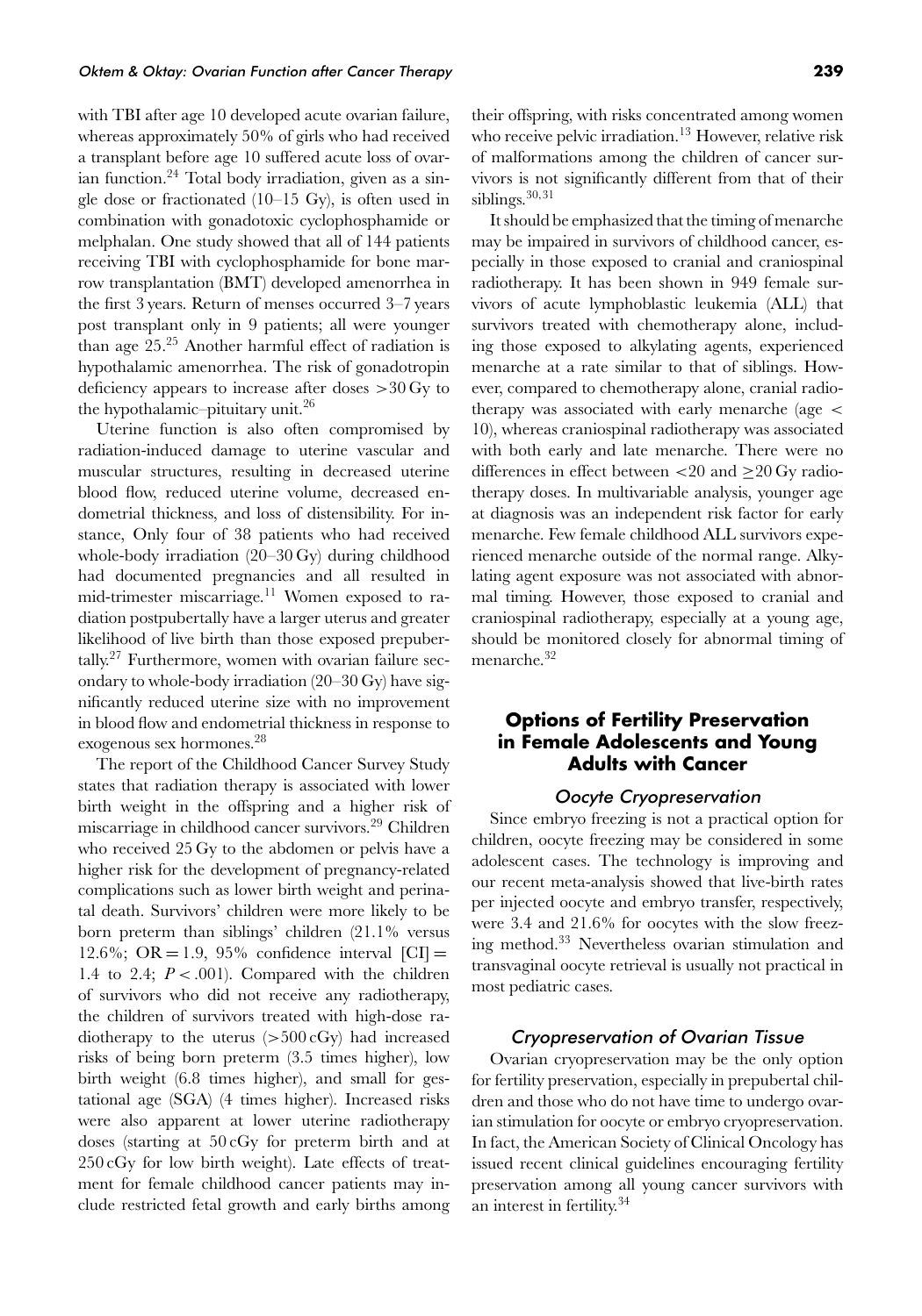with TBI after age 10 developed acute ovarian failure, whereas approximately 50% of girls who had received a transplant before age 10 suffered acute loss of ovarian function.[24] Total body irradiation, given as a single dose or fractionated (10–15 Gy), is often used in combination with gonadotoxic cyclophosphamide or melphalan. One study showed that all of 144 patients receiving TBI with cyclophosphamide for bone marrow transplantation (BMT) developed amenorrhea in the first 3 years. Return of menses occurred 3–7 years post transplant only in 9 patients; all were younger than age 25.[25] Another harmful effect of radiation is hypothalamic amenorrhea. The risk of gonadotropin deficiency appears to increase after doses $>30$ Gy to the hypothalamic–pituitary unit.[26]

Uterine function is also often compromised by radiation-induced damage to uterine vascular and muscular structures, resulting in decreased uterine blood flow, reduced uterine volume, decreased endometrial thickness, and loss of distensibility. For instance, Only four of 38 patients who had received whole-body irradiation (20–30 Gy) during childhood had documented pregnancies and all resulted in mid-trimester miscarriage.[11] Women exposed to radiation postpubertally have a larger uterus and greater likelihood of live birth than those exposed prepubertally.[27] Furthermore, women with ovarian failure secondary to whole-body irradiation (20–30 Gy) have significantly reduced uterine size with no improvement in blood flow and endometrial thickness in response to exogenous sex hormones.[28]

The report of the Childhood Cancer Survey Study states that radiation therapy is associated with lower birth weight in the offspring and a higher risk of miscarriage in childhood cancer survivors.[29] Children who received 25 Gy to the abdomen or pelvis have a higher risk for the development of pregnancy-related complications such as lower birth weight and perinatal death. Survivors' children were more likely to be born preterm than siblings' children (21.1% versus 12.6%; OR = 1.9, 95% confidence interval [CI] = 1.4 to 2.4; $P < .001$). Compared with the children of survivors who did not receive any radiotherapy, the children of survivors treated with high-dose radiotherapy to the uterus ($>500$ cGy) had increased risks of being born preterm (3.5 times higher), low birth weight (6.8 times higher), and small for gestational age (SGA) (4 times higher). Increased risks were also apparent at lower uterine radiotherapy doses (starting at 50 cGy for preterm birth and at 250 cGy for low birth weight). Late effects of treatment for female childhood cancer patients may include restricted fetal growth and early births among their offspring, with risks concentrated among women who receive pelvic irradiation.[13] However, relative risk of malformations among the children of cancer survivors is not significantly different from that of their siblings.[30,31]

It should be emphasized that the timing of menarche may be impaired in survivors of childhood cancer, especially in those exposed to cranial and craniospinal radiotherapy. It has been shown in 949 female survivors of acute lymphoblastic leukemia (ALL) that survivors treated with chemotherapy alone, including those exposed to alkylating agents, experienced menarche at a rate similar to that of siblings. However, compared to chemotherapy alone, cranial radiotherapy was associated with early menarche (age $<$ 10), whereas craniospinal radiotherapy was associated with both early and late menarche. There were no differences in effect between $<20$ and $\geq 20$ Gy radiotherapy doses. In multivariable analysis, younger age at diagnosis was an independent risk factor for early menarche. Few female childhood ALL survivors experienced menarche outside of the normal range. Alkylating agent exposure was not associated with abnormal timing. However, those exposed to cranial and craniospinal radiotherapy, especially at a young age, should be monitored closely for abnormal timing of menarche.[32]

## Options of Fertility Preservation in Female Adolescents and Young Adults with Cancer

### Oocyte Cryopreservation

Since embryo freezing is not a practical option for children, oocyte freezing may be considered in some adolescent cases. The technology is improving and our recent meta-analysis showed that live-birth rates per injected oocyte and embryo transfer, respectively, were 3.4 and 21.6% for oocytes with the slow freezing method.[33] Nevertheless ovarian stimulation and transvaginal oocyte retrieval is usually not practical in most pediatric cases.

### Cryopreservation of Ovarian Tissue

Ovarian cryopreservation may be the only option for fertility preservation, especially in prepubertal children and those who do not have time to undergo ovarian stimulation for oocyte or embryo cryopreservation. In fact, the American Society of Clinical Oncology has issued recent clinical guidelines encouraging fertility preservation among all young cancer survivors with an interest in fertility.[34]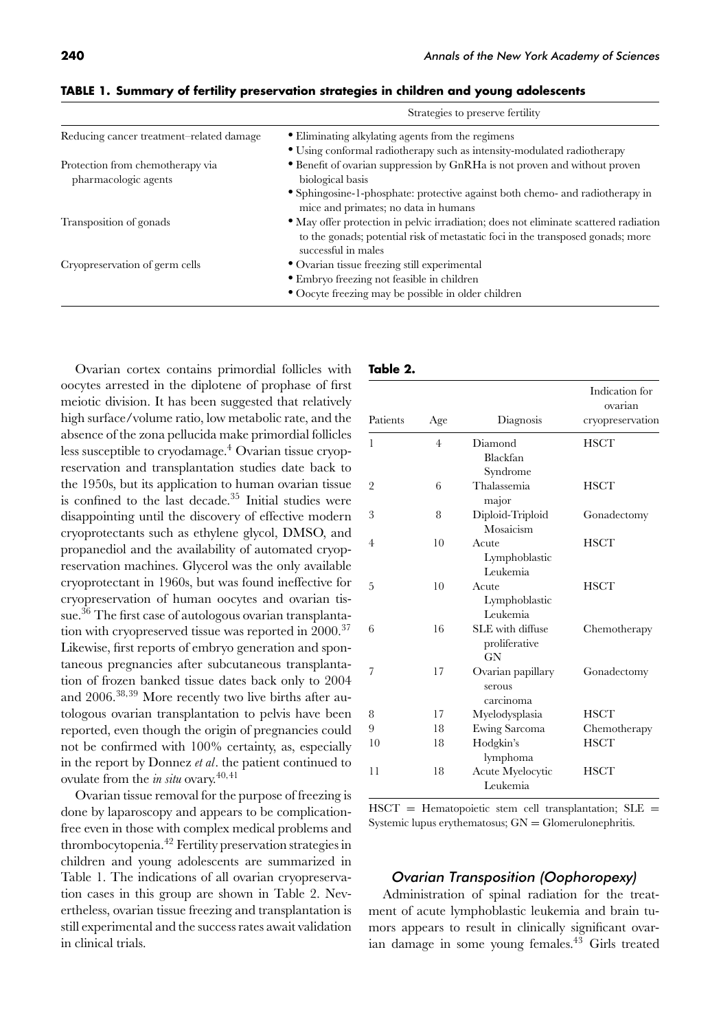**TABLE 1. Summary of fertility preservation strategies in children and young adolescents**

| | Strategies to preserve fertility |
|---|---|
| Reducing cancer treatment–related damage | • Eliminating alkylating agents from the regimens<br>• Using conformal radiotherapy such as intensity-modulated radiotherapy |
| Protection from chemotherapy via pharmacologic agents | • Benefit of ovarian suppression by GnRHa is not proven and without proven biological basis<br>• Sphingosine-1-phosphate: protective against both chemo- and radiotherapy in mice and primates; no data in humans |
| Transposition of gonads | • May offer protection in pelvic irradiation; does not eliminate scattered radiation to the gonads; potential risk of metastatic foci in the transposed gonads; more successful in males |
| Cryopreservation of germ cells | • Ovarian tissue freezing still experimental<br>• Embryo freezing not feasible in children<br>• Oocyte freezing may be possible in older children |

Ovarian cortex contains primordial follicles with oocytes arrested in the diplotene of prophase of first meiotic division. It has been suggested that relatively high surface/volume ratio, low metabolic rate, and the absence of the zona pellucida make primordial follicles less susceptible to cryodamage.[4] Ovarian tissue cryopreservation and transplantation studies date back to the 1950s, but its application to human ovarian tissue is confined to the last decade.[35] Initial studies were disappointing until the discovery of effective modern cryoprotectants such as ethylene glycol, DMSO, and propanediol and the availability of automated cryopreservation machines. Glycerol was the only available cryoprotectant in 1960s, but was found ineffective for cryopreservation of human oocytes and ovarian tissue.[36] The first case of autologous ovarian transplantation with cryopreserved tissue was reported in 2000.[37] Likewise, first reports of embryo generation and spontaneous pregnancies after subcutaneous transplantation of frozen banked tissue dates back only to 2004 and 2006.[38,39] More recently two live births after autologous ovarian transplantation to pelvis have been reported, even though the origin of pregnancies could not be confirmed with 100% certainty, as, especially in the report by Donnez *et al*. the patient continued to ovulate from the *in situ* ovary.[40,41]

Ovarian tissue removal for the purpose of freezing is done by laparoscopy and appears to be complication-free even in those with complex medical problems and thrombocytopenia.[42] Fertility preservation strategies in children and young adolescents are summarized in Table 1. The indications of all ovarian cryopreservation cases in this group are shown in Table 2. Nevertheless, ovarian tissue freezing and transplantation is still experimental and the success rates await validation in clinical trials.

**Table 2.**

| Patients | Age | Diagnosis | Indication for ovarian cryopreservation |
|---|---|---|---|
| 1 | 4 | Diamond Blackfan Syndrome | HSCT |
| 2 | 6 | Thalassemia major | HSCT |
| 3 | 8 | Diploid-Triploid Mosaicism | Gonadectomy |
| 4 | 10 | Acute Lymphoblastic Leukemia | HSCT |
| 5 | 10 | Acute Lymphoblastic Leukemia | HSCT |
| 6 | 16 | SLE with diffuse proliferative GN | Chemotherapy |
| 7 | 17 | Ovarian papillary serous carcinoma | Gonadectomy |
| 8 | 17 | Myelodysplasia | HSCT |
| 9 | 18 | Ewing Sarcoma | Chemotherapy |
| 10 | 18 | Hodgkin's lymphoma | HSCT |
| 11 | 18 | Acute Myelocytic Leukemia | HSCT |

HSCT = Hematopoietic stem cell transplantation; SLE = Systemic lupus erythematosus; GN = Glomerulonephritis.

### *Ovarian Transposition (Oophoropexy)*

Administration of spinal radiation for the treatment of acute lymphoblastic leukemia and brain tumors appears to result in clinically significant ovarian damage in some young females.[43] Girls treated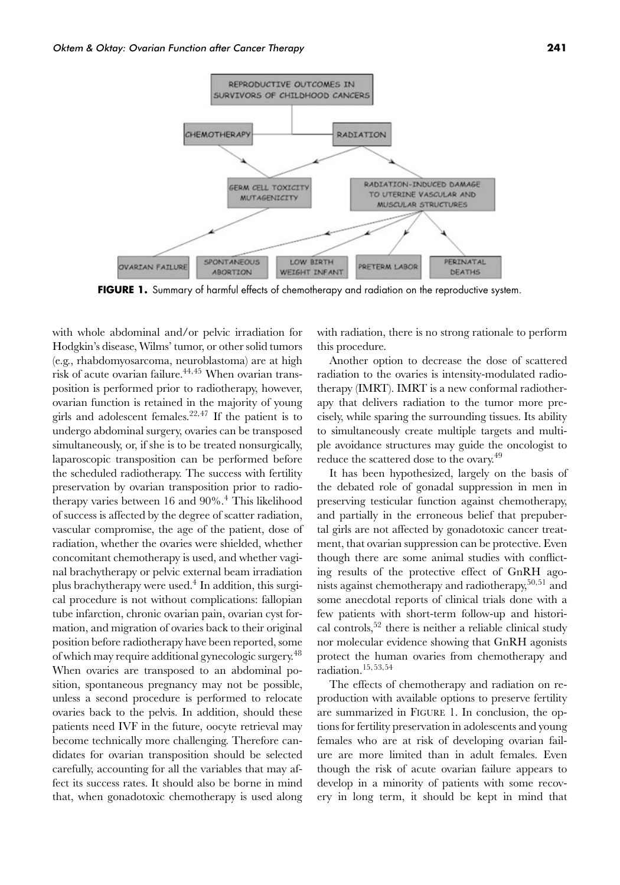**FIGURE 1.** Summary of harmful effects of chemotherapy and radiation on the reproductive system.

with whole abdominal and/or pelvic irradiation for Hodgkin's disease, Wilms' tumor, or other solid tumors (e.g., rhabdomyosarcoma, neuroblastoma) are at high risk of acute ovarian failure.[44,45] When ovarian transposition is performed prior to radiotherapy, however, ovarian function is retained in the majority of young girls and adolescent females.[22,47] If the patient is to undergo abdominal surgery, ovaries can be transposed simultaneously, or, if she is to be treated nonsurgically, laparoscopic transposition can be performed before the scheduled radiotherapy. The success with fertility preservation by ovarian transposition prior to radiotherapy varies between 16 and 90%.[4] This likelihood of success is affected by the degree of scatter radiation, vascular compromise, the age of the patient, dose of radiation, whether the ovaries were shielded, whether concomitant chemotherapy is used, and whether vaginal brachytherapy or pelvic external beam irradiation plus brachytherapy were used.[4] In addition, this surgical procedure is not without complications: fallopian tube infarction, chronic ovarian pain, ovarian cyst formation, and migration of ovaries back to their original position before radiotherapy have been reported, some of which may require additional gynecologic surgery.[48] When ovaries are transposed to an abdominal position, spontaneous pregnancy may not be possible, unless a second procedure is performed to relocate ovaries back to the pelvis. In addition, should these patients need IVF in the future, oocyte retrieval may become technically more challenging. Therefore candidates for ovarian transposition should be selected carefully, accounting for all the variables that may affect its success rates. It should also be borne in mind that, when gonadotoxic chemotherapy is used along with radiation, there is no strong rationale to perform this procedure.

Another option to decrease the dose of scattered radiation to the ovaries is intensity-modulated radiotherapy (IMRT). IMRT is a new conformal radiotherapy that delivers radiation to the tumor more precisely, while sparing the surrounding tissues. Its ability to simultaneously create multiple targets and multiple avoidance structures may guide the oncologist to reduce the scattered dose to the ovary.[49]

It has been hypothesized, largely on the basis of the debated role of gonadal suppression in men in preserving testicular function against chemotherapy, and partially in the erroneous belief that prepubertal girls are not affected by gonadotoxic cancer treatment, that ovarian suppression can be protective. Even though there are some animal studies with conflicting results of the protective effect of GnRH agonists against chemotherapy and radiotherapy,[50,51] and some anecdotal reports of clinical trials done with a few patients with short-term follow-up and historical controls,[52] there is neither a reliable clinical study nor molecular evidence showing that GnRH agonists protect the human ovaries from chemotherapy and radiation.[15,53,54]

The effects of chemotherapy and radiation on reproduction with available options to preserve fertility are summarized in Figure 1. In conclusion, the options for fertility preservation in adolescents and young females who are at risk of developing ovarian failure are more limited than in adult females. Even though the risk of acute ovarian failure appears to develop in a minority of patients with some recovery in long term, it should be kept in mind that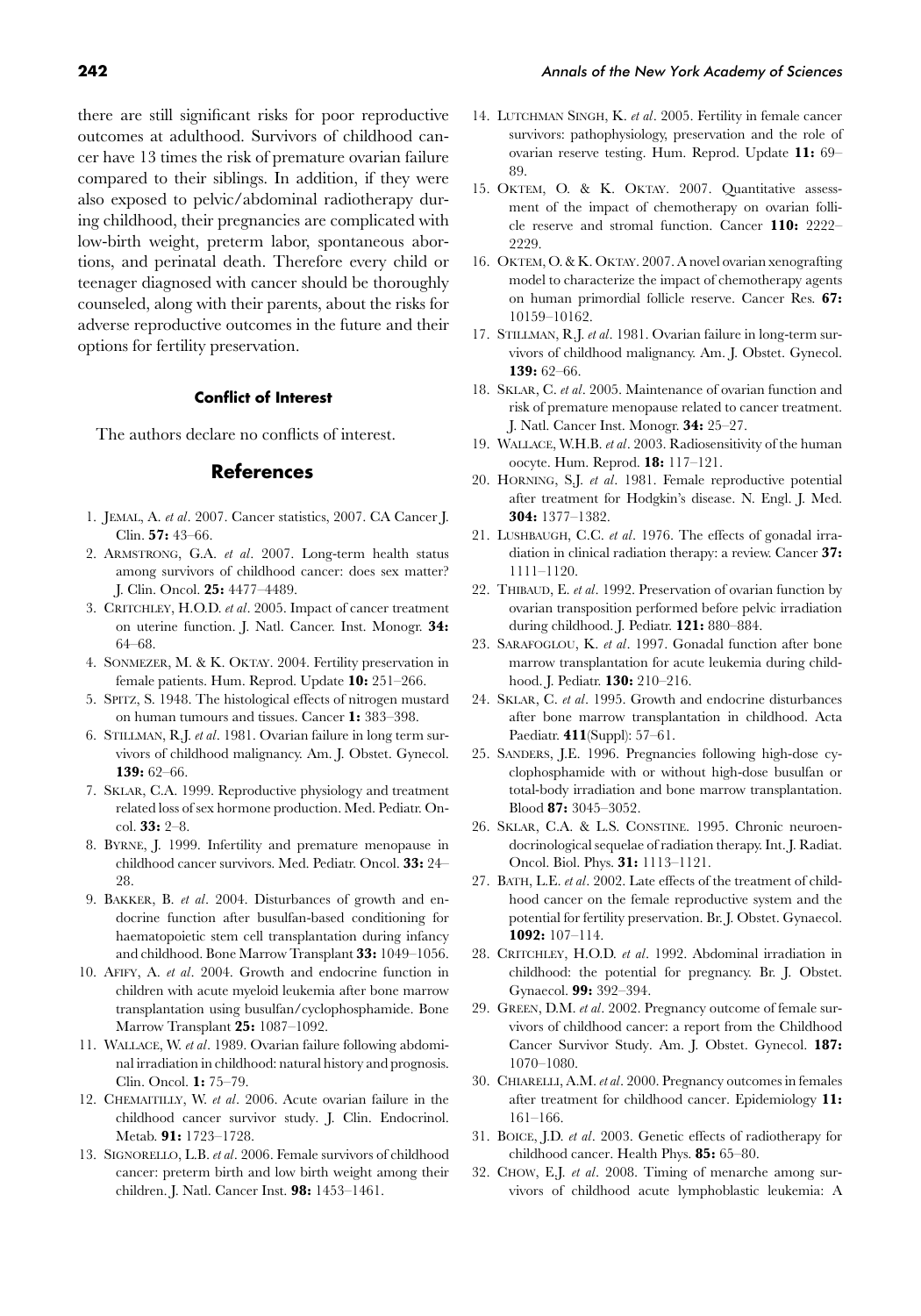there are still significant risks for poor reproductive outcomes at adulthood. Survivors of childhood cancer have 13 times the risk of premature ovarian failure compared to their siblings. In addition, if they were also exposed to pelvic/abdominal radiotherapy during childhood, their pregnancies are complicated with low-birth weight, preterm labor, spontaneous abortions, and perinatal death. Therefore every child or teenager diagnosed with cancer should be thoroughly counseled, along with their parents, about the risks for adverse reproductive outcomes in the future and their options for fertility preservation.

#### Conflict of Interest

The authors declare no conflicts of interest.

## References

1. Jemal, A. *et al*. 2007. Cancer statistics, 2007. CA Cancer J. Clin. **57:** 43–66.
2. Armstrong, G.A. *et al*. 2007. Long-term health status among survivors of childhood cancer: does sex matter? J. Clin. Oncol. **25:** 4477–4489.
3. Critchley, H.O.D. *et al*. 2005. Impact of cancer treatment on uterine function. J. Natl. Cancer. Inst. Monogr. **34:** 64–68.
4. Sonmezer, M. & K. Oktay. 2004. Fertility preservation in female patients. Hum. Reprod. Update **10:** 251–266.
5. Spitz, S. 1948. The histological effects of nitrogen mustard on human tumours and tissues. Cancer **1:** 383–398.
6. Stillman, R.J. *et al*. 1981. Ovarian failure in long term survivors of childhood malignancy. Am. J. Obstet. Gynecol. **139:** 62–66.
7. Sklar, C.A. 1999. Reproductive physiology and treatment related loss of sex hormone production. Med. Pediatr. Oncol. **33:** 2–8.
8. Byrne, J. 1999. Infertility and premature menopause in childhood cancer survivors. Med. Pediatr. Oncol. **33:** 24–28.
9. Bakker, B. *et al*. 2004. Disturbances of growth and endocrine function after busulfan-based conditioning for haematopoietic stem cell transplantation during infancy and childhood. Bone Marrow Transplant **33:** 1049–1056.
10. Afify, A. *et al*. 2004. Growth and endocrine function in children with acute myeloid leukemia after bone marrow transplantation using busulfan/cyclophosphamide. Bone Marrow Transplant **25:** 1087–1092.
11. Wallace, W. *et al*. 1989. Ovarian failure following abdominal irradiation in childhood: natural history and prognosis. Clin. Oncol. **1:** 75–79.
12. Chemaitilly, W. *et al*. 2006. Acute ovarian failure in the childhood cancer survivor study. J. Clin. Endocrinol. Metab. **91:** 1723–1728.
13. Signorello, L.B. *et al*. 2006. Female survivors of childhood cancer: preterm birth and low birth weight among their children. J. Natl. Cancer Inst. **98:** 1453–1461.
14. Lutchman Singh, K. *et al*. 2005. Fertility in female cancer survivors: pathophysiology, preservation and the role of ovarian reserve testing. Hum. Reprod. Update **11:** 69–89.
15. Oktem, O. & K. Oktay. 2007. Quantitative assessment of the impact of chemotherapy on ovarian follicle reserve and stromal function. Cancer **110:** 2222–2229.
16. Oktem, O. & K. Oktay. 2007. A novel ovarian xenografting model to characterize the impact of chemotherapy agents on human primordial follicle reserve. Cancer Res. **67:** 10159–10162.
17. Stillman, R.J. *et al*. 1981. Ovarian failure in long-term survivors of childhood malignancy. Am. J. Obstet. Gynecol. **139:** 62–66.
18. Sklar, C. *et al*. 2005. Maintenance of ovarian function and risk of premature menopause related to cancer treatment. J. Natl. Cancer Inst. Monogr. **34:** 25–27.
19. Wallace, W.H.B. *et al*. 2003. Radiosensitivity of the human oocyte. Hum. Reprod. **18:** 117–121.
20. Horning, S.J. *et al*. 1981. Female reproductive potential after treatment for Hodgkin's disease. N. Engl. J. Med. **304:** 1377–1382.
21. Lushbaugh, C.C. *et al*. 1976. The effects of gonadal irradiation in clinical radiation therapy: a review. Cancer **37:** 1111–1120.
22. Thibaud, E. *et al*. 1992. Preservation of ovarian function by ovarian transposition performed before pelvic irradiation during childhood. J. Pediatr. **121:** 880–884.
23. Sarafoglou, K. *et al*. 1997. Gonadal function after bone marrow transplantation for acute leukemia during childhood. J. Pediatr. **130:** 210–216.
24. Sklar, C. *et al*. 1995. Growth and endocrine disturbances after bone marrow transplantation in childhood. Acta Paediatr. **411**(Suppl): 57–61.
25. Sanders, J.E. 1996. Pregnancies following high-dose cyclophosphamide with or without high-dose busulfan or total-body irradiation and bone marrow transplantation. Blood **87:** 3045–3052.
26. Sklar, C.A. & L.S. Constine. 1995. Chronic neuroendocrinological sequelae of radiation therapy. Int. J. Radiat. Oncol. Biol. Phys. **31:** 1113–1121.
27. Bath, L.E. *et al*. 2002. Late effects of the treatment of childhood cancer on the female reproductive system and the potential for fertility preservation. Br. J. Obstet. Gynaecol. **1092:** 107–114.
28. Critchley, H.O.D. *et al*. 1992. Abdominal irradiation in childhood: the potential for pregnancy. Br. J. Obstet. Gynaecol. **99:** 392–394.
29. Green, D.M. *et al*. 2002. Pregnancy outcome of female survivors of childhood cancer: a report from the Childhood Cancer Survivor Study. Am. J. Obstet. Gynecol. **187:** 1070–1080.
30. Chiarelli, A.M. *et al*. 2000. Pregnancy outcomes in females after treatment for childhood cancer. Epidemiology **11:** 161–166.
31. Boice, J.D. *et al*. 2003. Genetic effects of radiotherapy for childhood cancer. Health Phys. **85:** 65–80.
32. Chow, E.J. *et al*. 2008. Timing of menarche among survivors of childhood acute lymphoblastic leukemia: A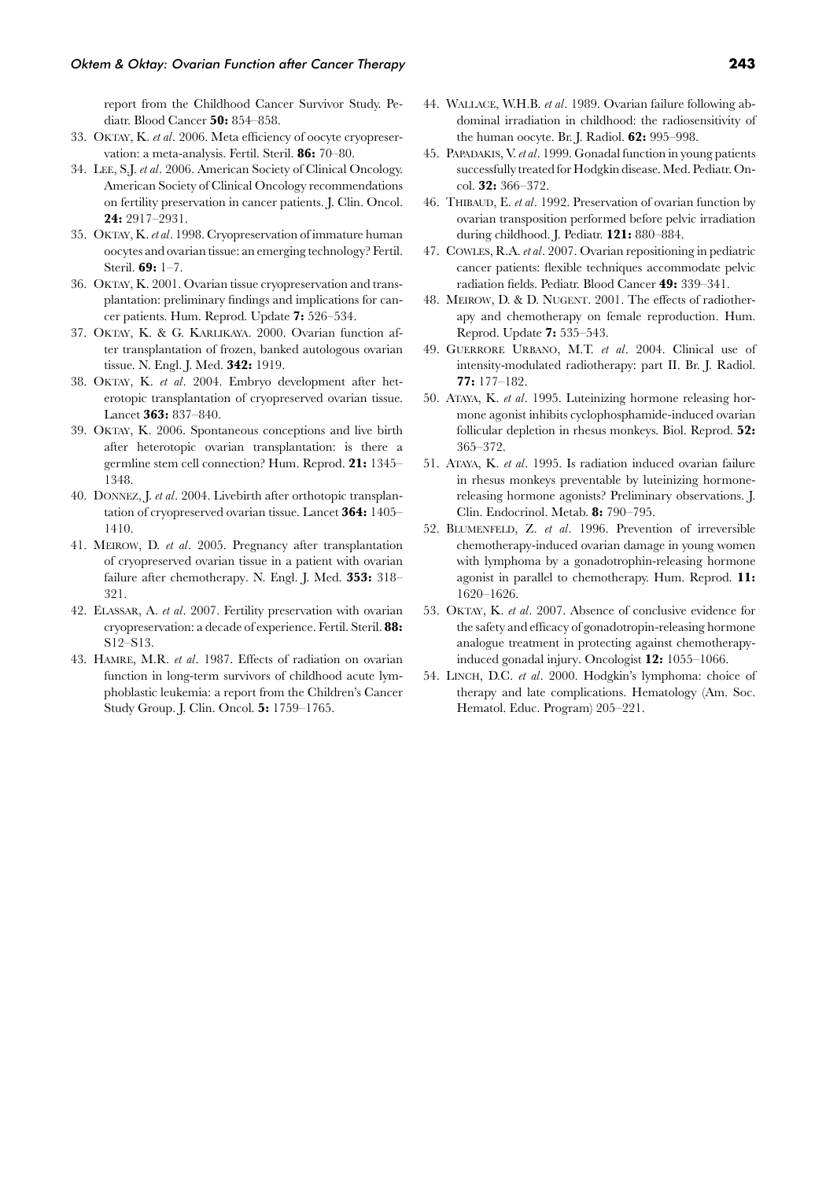report from the Childhood Cancer Survivor Study. Pediatr. Blood Cancer **50:** 854–858.

33. OKTAY, K. *et al*. 2006. Meta efficiency of oocyte cryopreservation: a meta-analysis. Fertil. Steril. **86:** 70–80.
34. LEE, S.J. *et al*. 2006. American Society of Clinical Oncology. American Society of Clinical Oncology recommendations on fertility preservation in cancer patients. J. Clin. Oncol. **24:** 2917–2931.
35. OKTAY, K. *et al*. 1998. Cryopreservation of immature human oocytes and ovarian tissue: an emerging technology? Fertil. Steril. **69:** 1–7.
36. OKTAY, K. 2001. Ovarian tissue cryopreservation and transplantation: preliminary findings and implications for cancer patients. Hum. Reprod. Update **7:** 526–534.
37. OKTAY, K. & G. KARLIKAYA. 2000. Ovarian function after transplantation of frozen, banked autologous ovarian tissue. N. Engl. J. Med. **342:** 1919.
38. OKTAY, K. *et al*. 2004. Embryo development after heterotopic transplantation of cryopreserved ovarian tissue. Lancet **363:** 837–840.
39. OKTAY, K. 2006. Spontaneous conceptions and live birth after heterotopic ovarian transplantation: is there a germline stem cell connection? Hum. Reprod. **21:** 1345–1348.
40. DONNEZ, J. *et al*. 2004. Livebirth after orthotopic transplantation of cryopreserved ovarian tissue. Lancet **364:** 1405–1410.
41. MEIROW, D. *et al*. 2005. Pregnancy after transplantation of cryopreserved ovarian tissue in a patient with ovarian failure after chemotherapy. N. Engl. J. Med. **353:** 318–321.
42. ELASSAR, A. *et al*. 2007. Fertility preservation with ovarian cryopreservation: a decade of experience. Fertil. Steril. **88:** S12–S13.
43. HAMRE, M.R. *et al*. 1987. Effects of radiation on ovarian function in long-term survivors of childhood acute lymphoblastic leukemia: a report from the Children's Cancer Study Group. J. Clin. Oncol. **5:** 1759–1765.
44. WALLACE, W.H.B. *et al*. 1989. Ovarian failure following abdominal irradiation in childhood: the radiosensitivity of the human oocyte. Br. J. Radiol. **62:** 995–998.
45. PAPADAKIS, V. *et al*. 1999. Gonadal function in young patients successfully treated for Hodgkin disease. Med. Pediatr. Oncol. **32:** 366–372.
46. THIBAUD, E. *et al*. 1992. Preservation of ovarian function by ovarian transposition performed before pelvic irradiation during childhood. J. Pediatr. **121:** 880–884.
47. COWLES, R.A. *et al*. 2007. Ovarian repositioning in pediatric cancer patients: flexible techniques accommodate pelvic radiation fields. Pediatr. Blood Cancer **49:** 339–341.
48. MEIROW, D. & D. NUGENT. 2001. The effects of radiotherapy and chemotherapy on female reproduction. Hum. Reprod. Update **7:** 535–543.
49. GUERRORE URBANO, M.T. *et al*. 2004. Clinical use of intensity-modulated radiotherapy: part II. Br. J. Radiol. **77:** 177–182.
50. ATAYA, K. *et al*. 1995. Luteinizing hormone releasing hormone agonist inhibits cyclophosphamide-induced ovarian follicular depletion in rhesus monkeys. Biol. Reprod. **52:** 365–372.
51. ATAYA, K. *et al*. 1995. Is radiation induced ovarian failure in rhesus monkeys preventable by luteinizing hormone-releasing hormone agonists? Preliminary observations. J. Clin. Endocrinol. Metab. **8:** 790–795.
52. BLUMENFELD, Z. *et al*. 1996. Prevention of irreversible chemotherapy-induced ovarian damage in young women with lymphoma by a gonadotrophin-releasing hormone agonist in parallel to chemotherapy. Hum. Reprod. **11:** 1620–1626.
53. OKTAY, K. *et al*. 2007. Absence of conclusive evidence for the safety and efficacy of gonadotropin-releasing hormone analogue treatment in protecting against chemotherapy-induced gonadal injury. Oncologist **12:** 1055–1066.
54. LINCH, D.C. *et al*. 2000. Hodgkin's lymphoma: choice of therapy and late complications. Hematology (Am. Soc. Hematol. Educ. Program) 205–221.